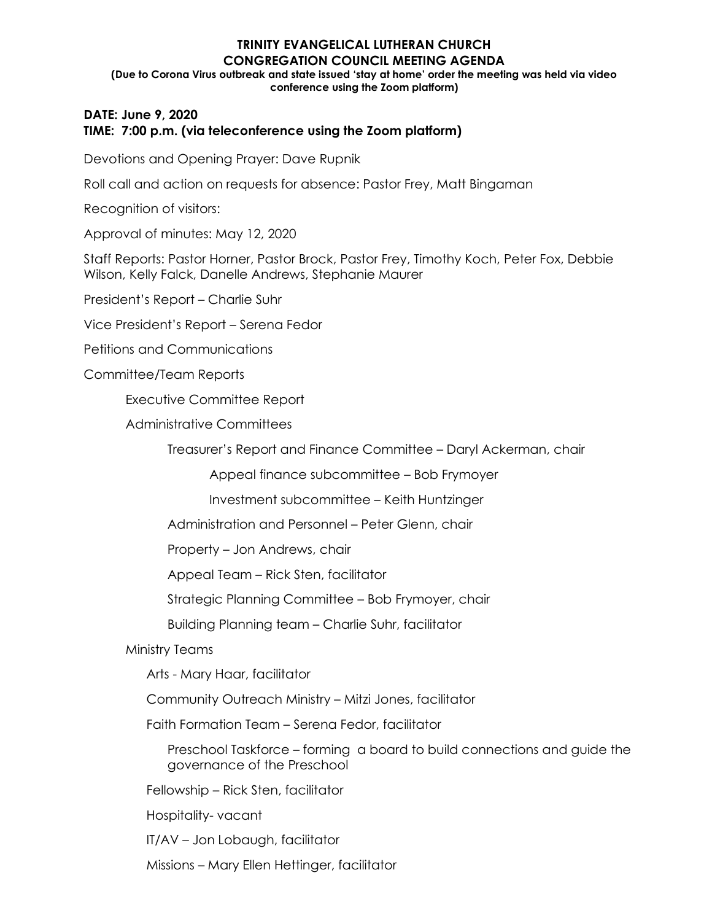# TRINITY EVANGELICAL LUTHERAN CHURCH
# CONGREGATION COUNCIL MEETING AGENDA

**(Due to Corona Virus outbreak and state issued 'stay at home' order the meeting was held via video conference using the Zoom platform)**

**DATE: June 9, 2020**
**TIME: 7:00 p.m. (via teleconference using the Zoom platform)**

Devotions and Opening Prayer: Dave Rupnik

Roll call and action on requests for absence: Pastor Frey, Matt Bingaman

Recognition of visitors:

Approval of minutes: May 12, 2020

Staff Reports: Pastor Horner, Pastor Brock, Pastor Frey, Timothy Koch, Peter Fox, Debbie Wilson, Kelly Falck, Danelle Andrews, Stephanie Maurer

President's Report – Charlie Suhr

Vice President's Report – Serena Fedor

Petitions and Communications

Committee/Team Reports

- Executive Committee Report
- Administrative Committees
  - Treasurer's Report and Finance Committee – Daryl Ackerman, chair
    - Appeal finance subcommittee – Bob Frymoyer
    - Investment subcommittee – Keith Huntzinger
  - Administration and Personnel – Peter Glenn, chair
  - Property – Jon Andrews, chair
  - Appeal Team – Rick Sten, facilitator
  - Strategic Planning Committee – Bob Frymoyer, chair
  - Building Planning team – Charlie Suhr, facilitator
- Ministry Teams
  - Arts - Mary Haar, facilitator
  - Community Outreach Ministry – Mitzi Jones, facilitator
  - Faith Formation Team – Serena Fedor, facilitator
    - Preschool Taskforce – forming a board to build connections and guide the governance of the Preschool
  - Fellowship – Rick Sten, facilitator
  - Hospitality- vacant
  - IT/AV – Jon Lobaugh, facilitator
  - Missions – Mary Ellen Hettinger, facilitator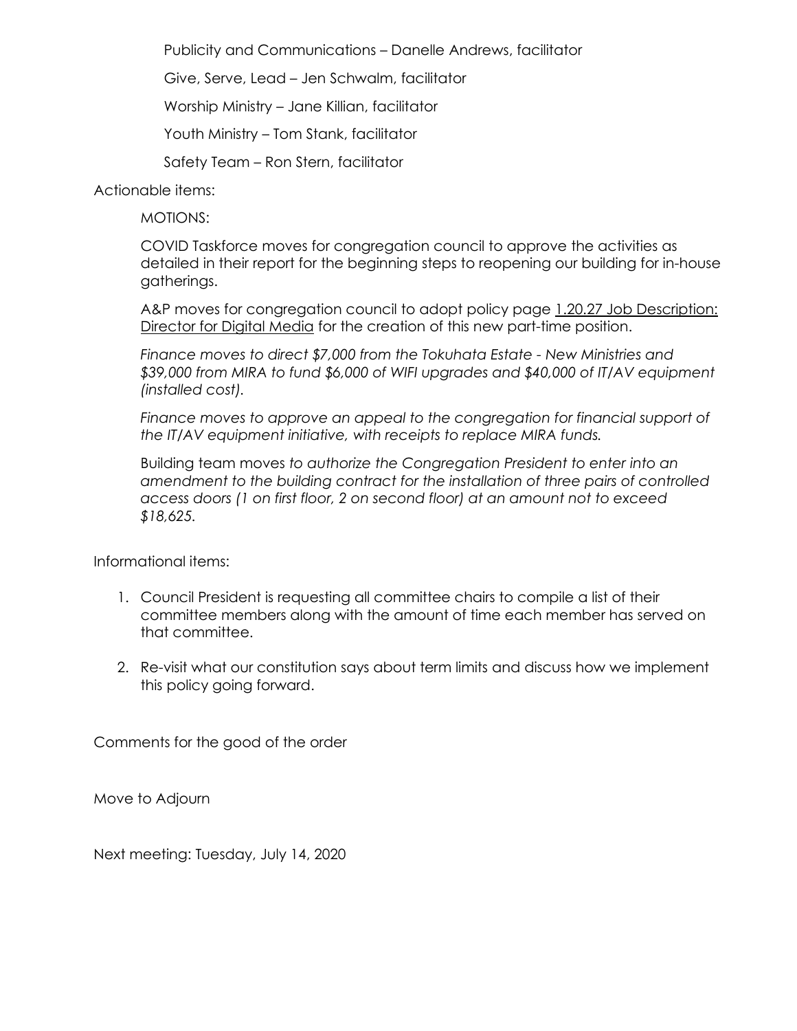Publicity and Communications – Danelle Andrews, facilitator

Give, Serve, Lead – Jen Schwalm, facilitator

Worship Ministry – Jane Killian, facilitator

Youth Ministry – Tom Stank, facilitator

Safety Team – Ron Stern, facilitator

Actionable items:

MOTIONS:

COVID Taskforce moves for congregation council to approve the activities as detailed in their report for the beginning steps to reopening our building for in-house gatherings.

A&P moves for congregation council to adopt policy page 1.20.27 Job Description: Director for Digital Media for the creation of this new part-time position.

*Finance moves to direct $7,000 from the Tokuhata Estate - New Ministries and $39,000 from MIRA to fund $6,000 of WIFI upgrades and $40,000 of IT/AV equipment (installed cost).*

*Finance moves to approve an appeal to the congregation for financial support of the IT/AV equipment initiative, with receipts to replace MIRA funds.*

Building team moves *to authorize the Congregation President to enter into an amendment to the building contract for the installation of three pairs of controlled access doors (1 on first floor, 2 on second floor) at an amount not to exceed $18,625.*

Informational items:

1. Council President is requesting all committee chairs to compile a list of their committee members along with the amount of time each member has served on that committee.
2. Re-visit what our constitution says about term limits and discuss how we implement this policy going forward.

Comments for the good of the order

Move to Adjourn

Next meeting: Tuesday, July 14, 2020